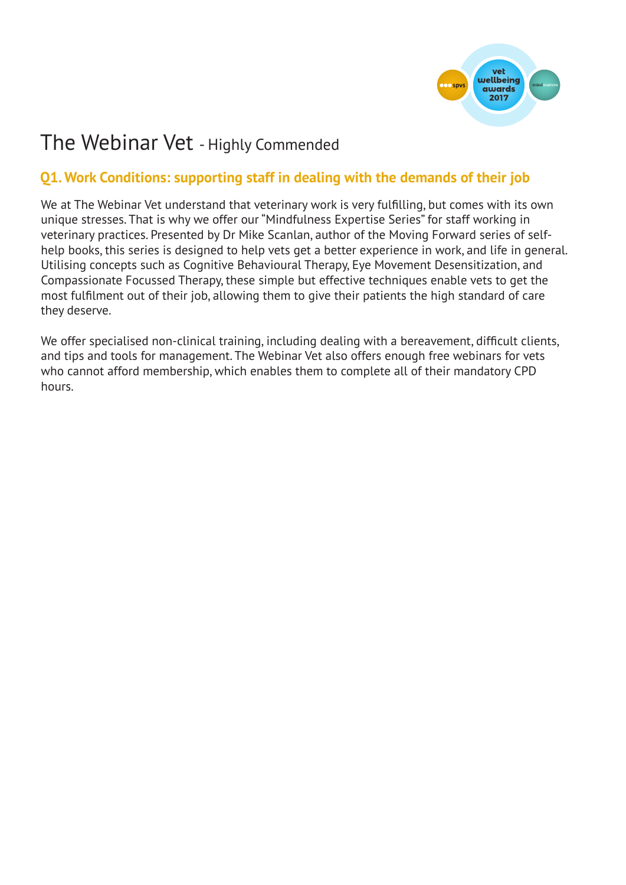# The Webinar Vet - Highly Commended

## Q1. Work Conditions: supporting staff in dealing with the demands of their job

We at The Webinar Vet understand that veterinary work is very fulfilling, but comes with its own unique stresses. That is why we offer our "Mindfulness Expertise Series" for staff working in veterinary practices. Presented by Dr Mike Scanlan, author of the Moving Forward series of self-help books, this series is designed to help vets get a better experience in work, and life in general. Utilising concepts such as Cognitive Behavioural Therapy, Eye Movement Desensitization, and Compassionate Focussed Therapy, these simple but effective techniques enable vets to get the most fulfilment out of their job, allowing them to give their patients the high standard of care they deserve.

We offer specialised non-clinical training, including dealing with a bereavement, difficult clients, and tips and tools for management. The Webinar Vet also offers enough free webinars for vets who cannot afford membership, which enables them to complete all of their mandatory CPD hours.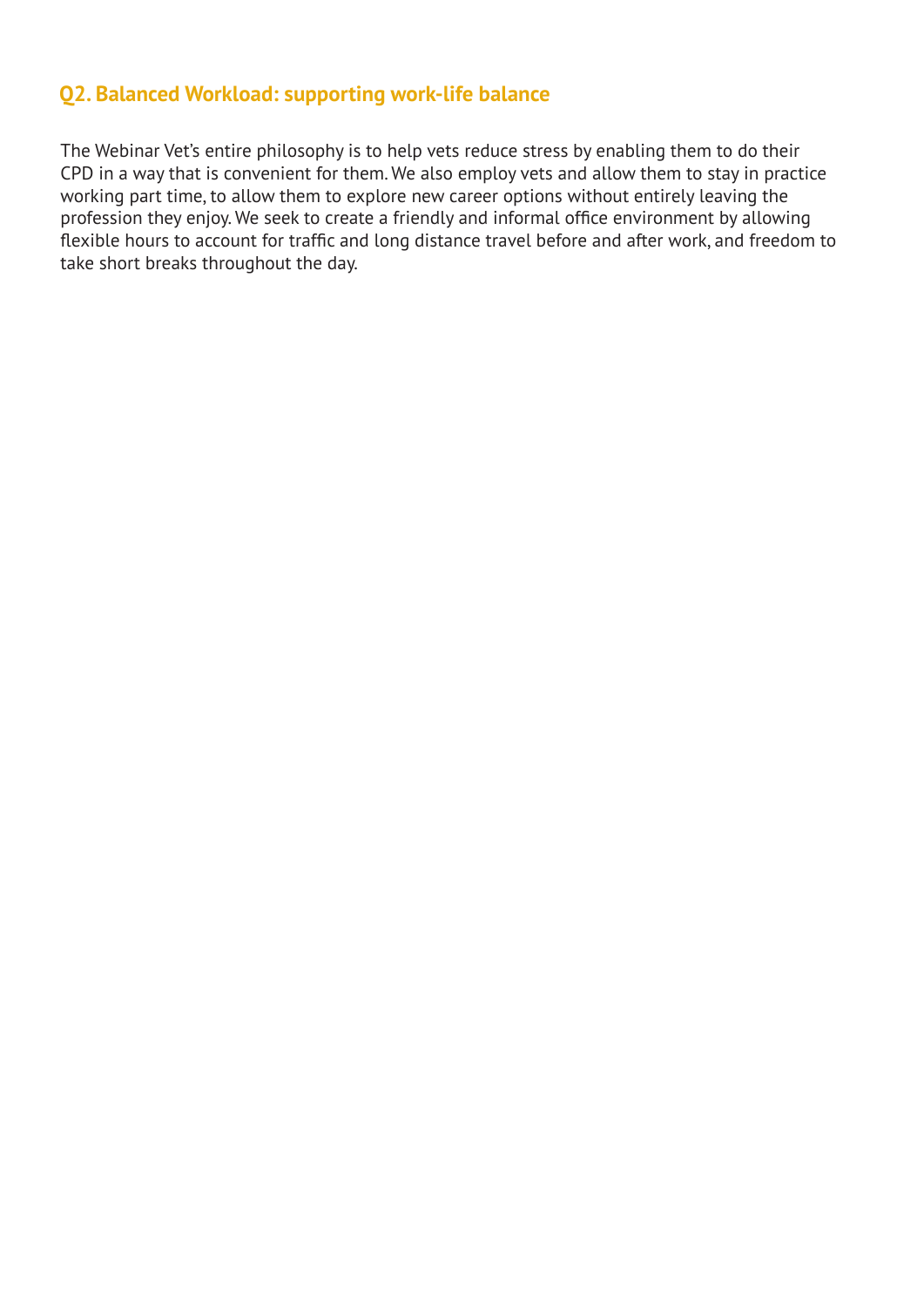## Q2. Balanced Workload: supporting work-life balance

The Webinar Vet's entire philosophy is to help vets reduce stress by enabling them to do their CPD in a way that is convenient for them. We also employ vets and allow them to stay in practice working part time, to allow them to explore new career options without entirely leaving the profession they enjoy. We seek to create a friendly and informal office environment by allowing flexible hours to account for traffic and long distance travel before and after work, and freedom to take short breaks throughout the day.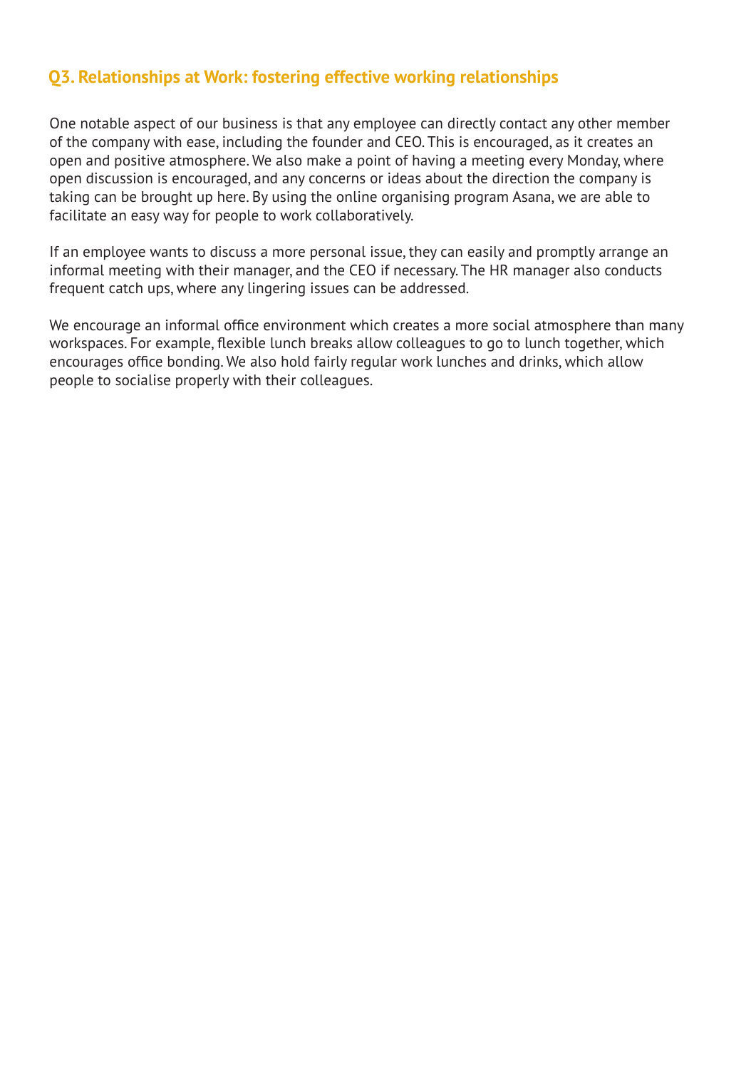## Q3. Relationships at Work: fostering effective working relationships

One notable aspect of our business is that any employee can directly contact any other member of the company with ease, including the founder and CEO. This is encouraged, as it creates an open and positive atmosphere. We also make a point of having a meeting every Monday, where open discussion is encouraged, and any concerns or ideas about the direction the company is taking can be brought up here. By using the online organising program Asana, we are able to facilitate an easy way for people to work collaboratively.

If an employee wants to discuss a more personal issue, they can easily and promptly arrange an informal meeting with their manager, and the CEO if necessary. The HR manager also conducts frequent catch ups, where any lingering issues can be addressed.

We encourage an informal office environment which creates a more social atmosphere than many workspaces. For example, flexible lunch breaks allow colleagues to go to lunch together, which encourages office bonding. We also hold fairly regular work lunches and drinks, which allow people to socialise properly with their colleagues.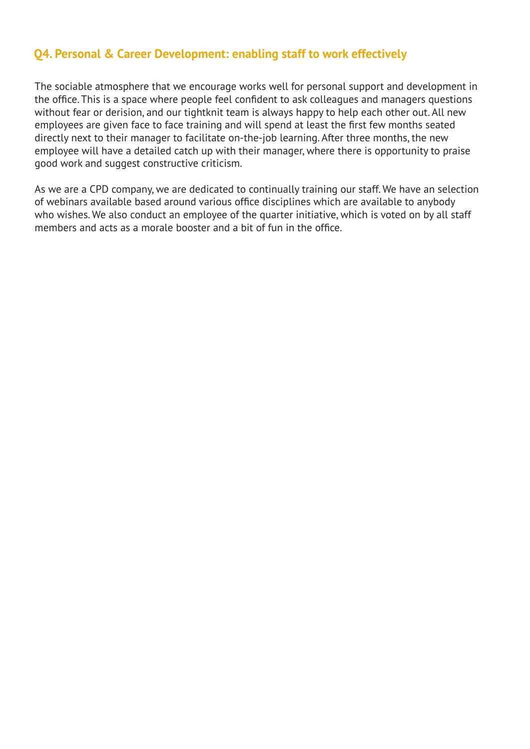## Q4. Personal & Career Development: enabling staff to work effectively

The sociable atmosphere that we encourage works well for personal support and development in the office. This is a space where people feel confident to ask colleagues and managers questions without fear or derision, and our tightknit team is always happy to help each other out. All new employees are given face to face training and will spend at least the first few months seated directly next to their manager to facilitate on-the-job learning. After three months, the new employee will have a detailed catch up with their manager, where there is opportunity to praise good work and suggest constructive criticism.

As we are a CPD company, we are dedicated to continually training our staff. We have an selection of webinars available based around various office disciplines which are available to anybody who wishes. We also conduct an employee of the quarter initiative, which is voted on by all staff members and acts as a morale booster and a bit of fun in the office.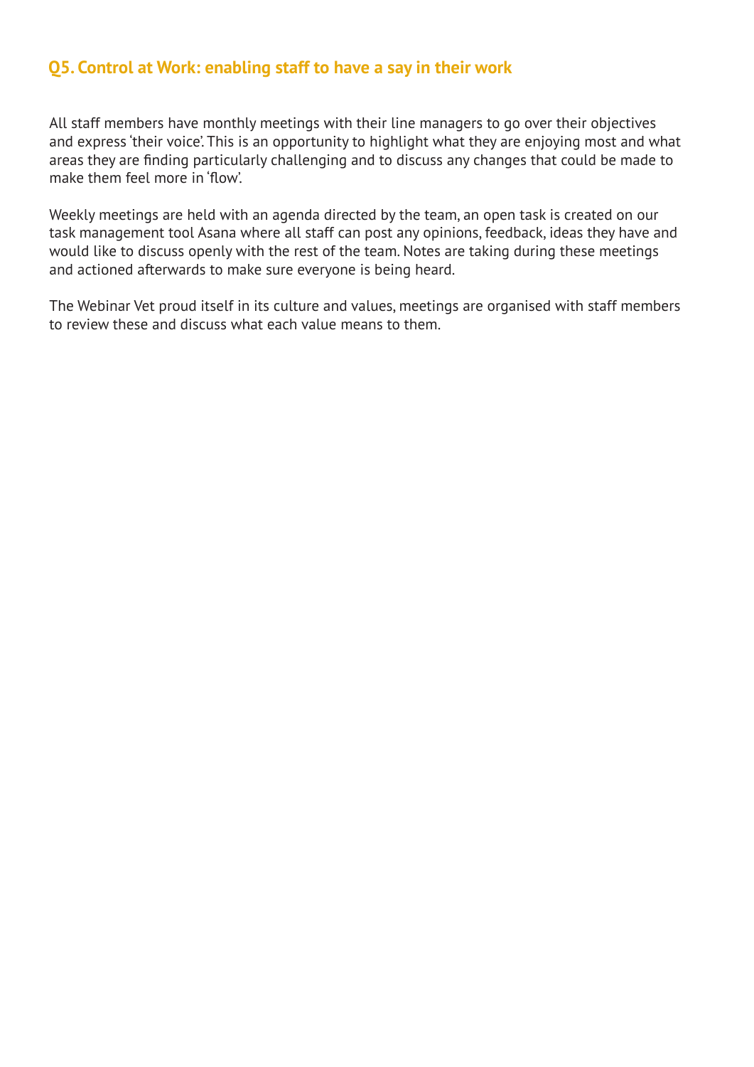## Q5. Control at Work: enabling staff to have a say in their work

All staff members have monthly meetings with their line managers to go over their objectives and express 'their voice'. This is an opportunity to highlight what they are enjoying most and what areas they are finding particularly challenging and to discuss any changes that could be made to make them feel more in 'flow'.

Weekly meetings are held with an agenda directed by the team, an open task is created on our task management tool Asana where all staff can post any opinions, feedback, ideas they have and would like to discuss openly with the rest of the team. Notes are taking during these meetings and actioned afterwards to make sure everyone is being heard.

The Webinar Vet proud itself in its culture and values, meetings are organised with staff members to review these and discuss what each value means to them.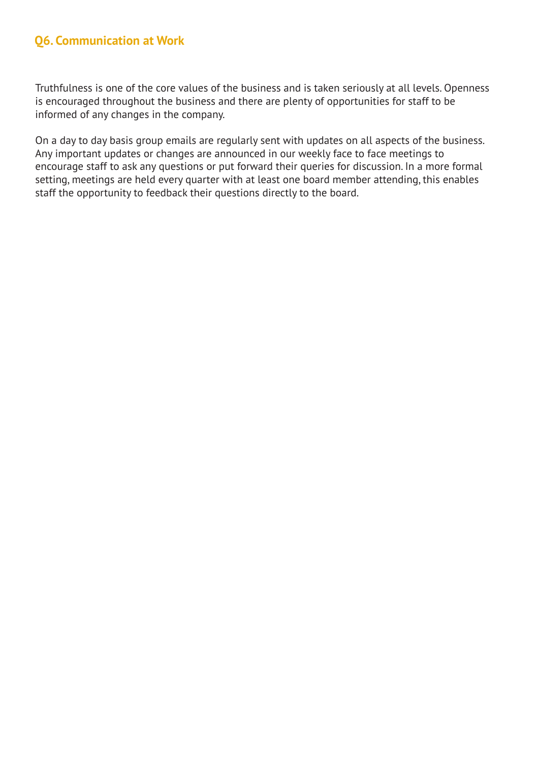## Q6. Communication at Work

Truthfulness is one of the core values of the business and is taken seriously at all levels. Openness is encouraged throughout the business and there are plenty of opportunities for staff to be informed of any changes in the company.

On a day to day basis group emails are regularly sent with updates on all aspects of the business. Any important updates or changes are announced in our weekly face to face meetings to encourage staff to ask any questions or put forward their queries for discussion. In a more formal setting, meetings are held every quarter with at least one board member attending, this enables staff the opportunity to feedback their questions directly to the board.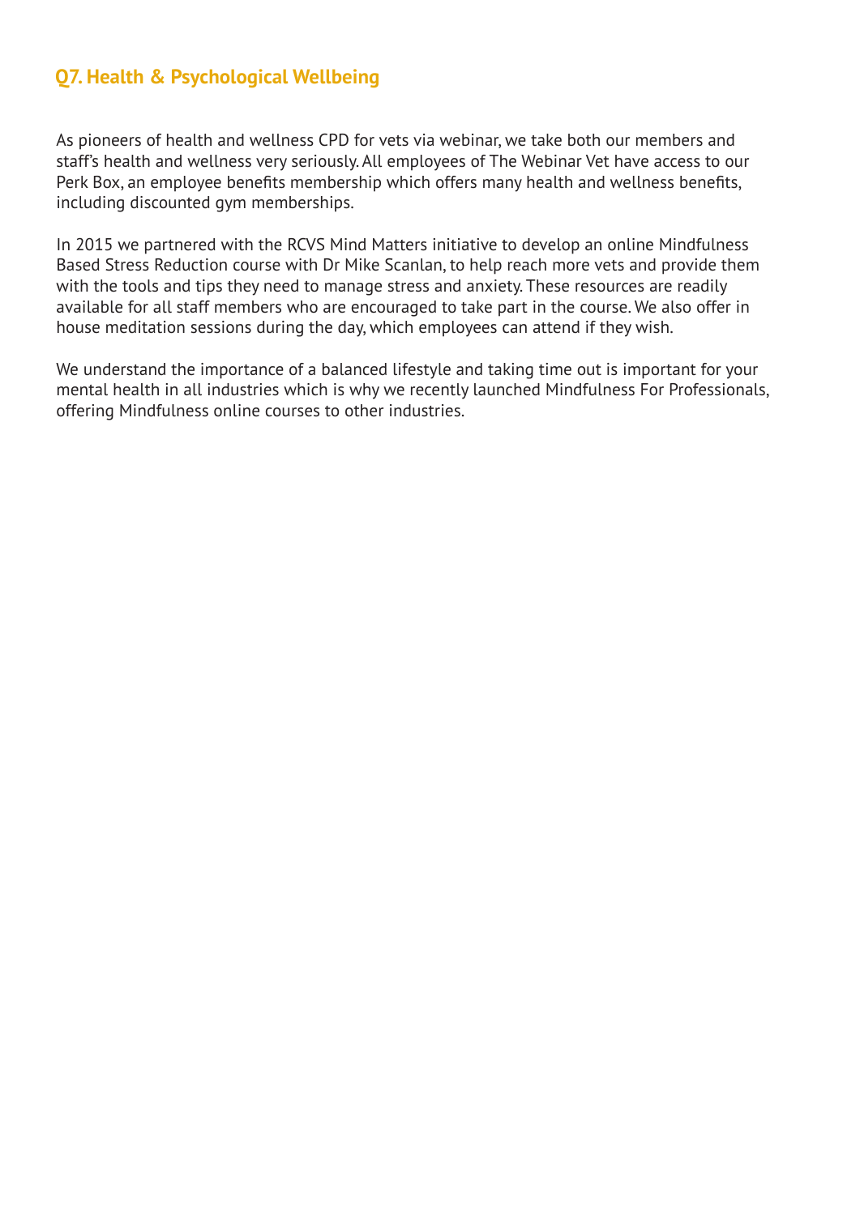## Q7. Health & Psychological Wellbeing

As pioneers of health and wellness CPD for vets via webinar, we take both our members and staff's health and wellness very seriously. All employees of The Webinar Vet have access to our Perk Box, an employee benefits membership which offers many health and wellness benefits, including discounted gym memberships.

In 2015 we partnered with the RCVS Mind Matters initiative to develop an online Mindfulness Based Stress Reduction course with Dr Mike Scanlan, to help reach more vets and provide them with the tools and tips they need to manage stress and anxiety. These resources are readily available for all staff members who are encouraged to take part in the course. We also offer in house meditation sessions during the day, which employees can attend if they wish.

We understand the importance of a balanced lifestyle and taking time out is important for your mental health in all industries which is why we recently launched Mindfulness For Professionals, offering Mindfulness online courses to other industries.